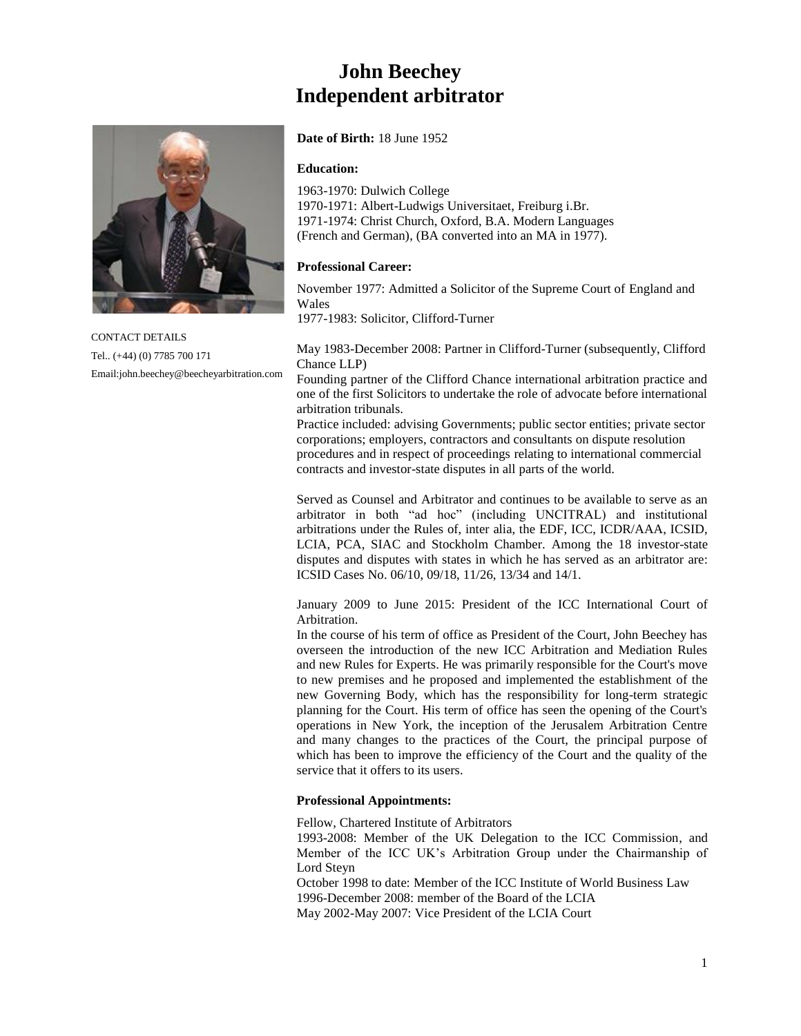# John Beechey
# Independent arbitrator

CONTACT DETAILS

Tel.. (+44) (0) 7785 700 171

Email:john.beechey@beecheyarbitration.com

**Date of Birth:** 18 June 1952

**Education:**

1963-1970: Dulwich College
1970-1971: Albert-Ludwigs Universitaet, Freiburg i.Br.
1971-1974: Christ Church, Oxford, B.A. Modern Languages (French and German), (BA converted into an MA in 1977).

**Professional Career:**

November 1977: Admitted a Solicitor of the Supreme Court of England and Wales
1977-1983: Solicitor, Clifford-Turner

May 1983-December 2008: Partner in Clifford-Turner (subsequently, Clifford Chance LLP)
Founding partner of the Clifford Chance international arbitration practice and one of the first Solicitors to undertake the role of advocate before international arbitration tribunals.
Practice included: advising Governments; public sector entities; private sector corporations; employers, contractors and consultants on dispute resolution procedures and in respect of proceedings relating to international commercial contracts and investor-state disputes in all parts of the world.

Served as Counsel and Arbitrator and continues to be available to serve as an arbitrator in both "ad hoc" (including UNCITRAL) and institutional arbitrations under the Rules of, inter alia, the EDF, ICC, ICDR/AAA, ICSID, LCIA, PCA, SIAC and Stockholm Chamber. Among the 18 investor-state disputes and disputes with states in which he has served as an arbitrator are: ICSID Cases No. 06/10, 09/18, 11/26, 13/34 and 14/1.

January 2009 to June 2015: President of the ICC International Court of Arbitration.
In the course of his term of office as President of the Court, John Beechey has overseen the introduction of the new ICC Arbitration and Mediation Rules and new Rules for Experts. He was primarily responsible for the Court's move to new premises and he proposed and implemented the establishment of the new Governing Body, which has the responsibility for long-term strategic planning for the Court. His term of office has seen the opening of the Court's operations in New York, the inception of the Jerusalem Arbitration Centre and many changes to the practices of the Court, the principal purpose of which has been to improve the efficiency of the Court and the quality of the service that it offers to its users.

**Professional Appointments:**

Fellow, Chartered Institute of Arbitrators
1993-2008: Member of the UK Delegation to the ICC Commission, and Member of the ICC UK's Arbitration Group under the Chairmanship of Lord Steyn
October 1998 to date: Member of the ICC Institute of World Business Law
1996-December 2008: member of the Board of the LCIA
May 2002-May 2007: Vice President of the LCIA Court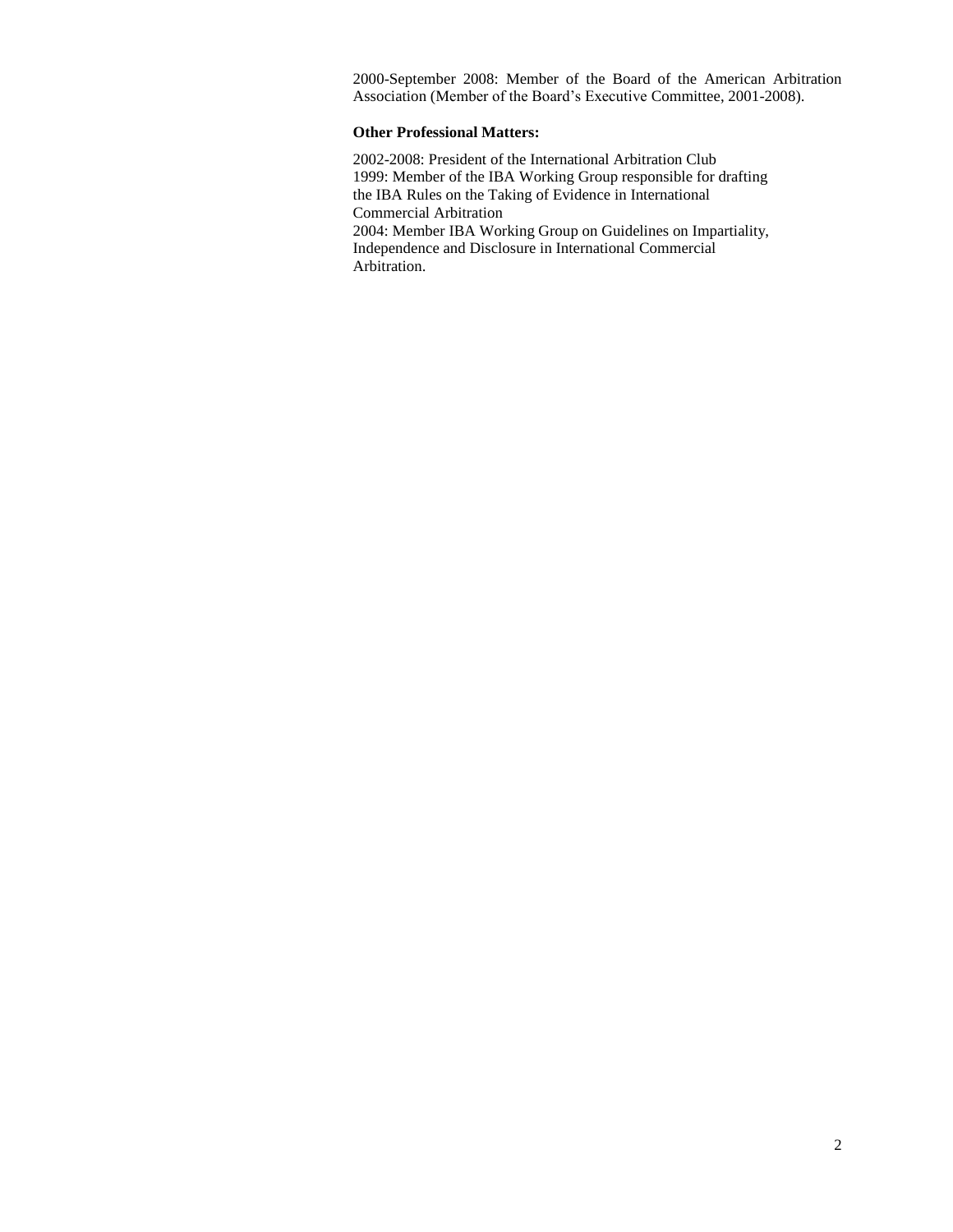2000-September 2008: Member of the Board of the American Arbitration Association (Member of the Board's Executive Committee, 2001-2008).

**Other Professional Matters:**

2002-2008: President of the International Arbitration Club
1999: Member of the IBA Working Group responsible for drafting the IBA Rules on the Taking of Evidence in International Commercial Arbitration
2004: Member IBA Working Group on Guidelines on Impartiality, Independence and Disclosure in International Commercial Arbitration.